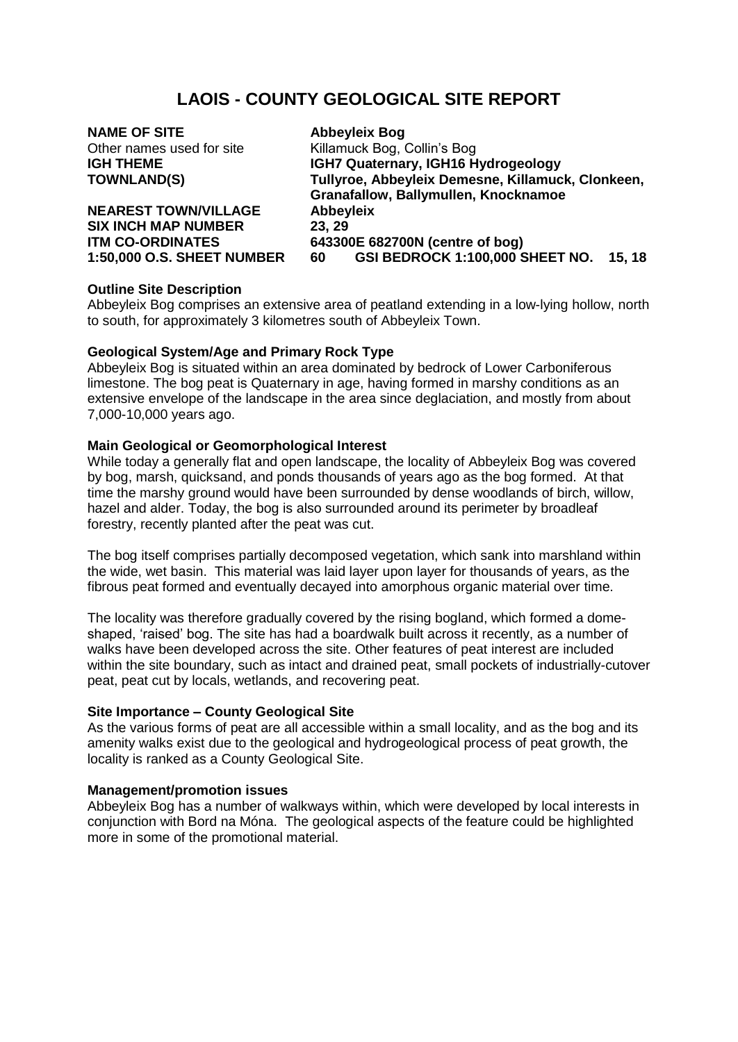# LAOIS - COUNTY GEOLOGICAL SITE REPORT

| | |
|---|---|
| **NAME OF SITE** | **Abbeyleix Bog** |
| Other names used for site | Killamuck Bog, Collin's Bog |
| **IGH THEME** | **IGH7 Quaternary, IGH16 Hydrogeology** |
| **TOWNLAND(S)** | **Tullyroe, Abbeyleix Demesne, Killamuck, Clonkeen, Granafallow, Ballymullen, Knocknamoe** |
| **NEAREST TOWN/VILLAGE** | **Abbeyleix** |
| **SIX INCH MAP NUMBER** | **23, 29** |
| **ITM CO-ORDINATES** | **643300E 682700N (centre of bog)** |
| **1:50,000 O.S. SHEET NUMBER** | **60    GSI BEDROCK 1:100,000 SHEET NO.    15, 18** |

**Outline Site Description**

Abbeyleix Bog comprises an extensive area of peatland extending in a low-lying hollow, north to south, for approximately 3 kilometres south of Abbeyleix Town.

**Geological System/Age and Primary Rock Type**

Abbeyleix Bog is situated within an area dominated by bedrock of Lower Carboniferous limestone. The bog peat is Quaternary in age, having formed in marshy conditions as an extensive envelope of the landscape in the area since deglaciation, and mostly from about 7,000-10,000 years ago.

**Main Geological or Geomorphological Interest**

While today a generally flat and open landscape, the locality of Abbeyleix Bog was covered by bog, marsh, quicksand, and ponds thousands of years ago as the bog formed. At that time the marshy ground would have been surrounded by dense woodlands of birch, willow, hazel and alder. Today, the bog is also surrounded around its perimeter by broadleaf forestry, recently planted after the peat was cut.

The bog itself comprises partially decomposed vegetation, which sank into marshland within the wide, wet basin. This material was laid layer upon layer for thousands of years, as the fibrous peat formed and eventually decayed into amorphous organic material over time.

The locality was therefore gradually covered by the rising bogland, which formed a dome-shaped, 'raised' bog. The site has had a boardwalk built across it recently, as a number of walks have been developed across the site. Other features of peat interest are included within the site boundary, such as intact and drained peat, small pockets of industrially-cutover peat, peat cut by locals, wetlands, and recovering peat.

**Site Importance – County Geological Site**

As the various forms of peat are all accessible within a small locality, and as the bog and its amenity walks exist due to the geological and hydrogeological process of peat growth, the locality is ranked as a County Geological Site.

**Management/promotion issues**

Abbeyleix Bog has a number of walkways within, which were developed by local interests in conjunction with Bord na Móna. The geological aspects of the feature could be highlighted more in some of the promotional material.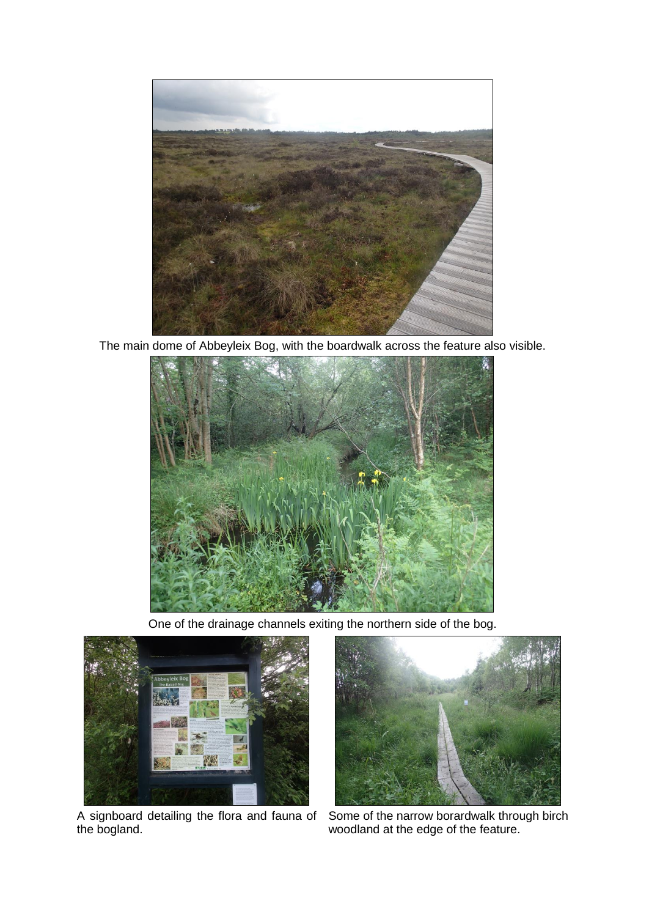The main dome of Abbeyleix Bog, with the boardwalk across the feature also visible.

One of the drainage channels exiting the northern side of the bog.

A signboard detailing the flora and fauna of the bogland.

Some of the narrow borardwalk through birch woodland at the edge of the feature.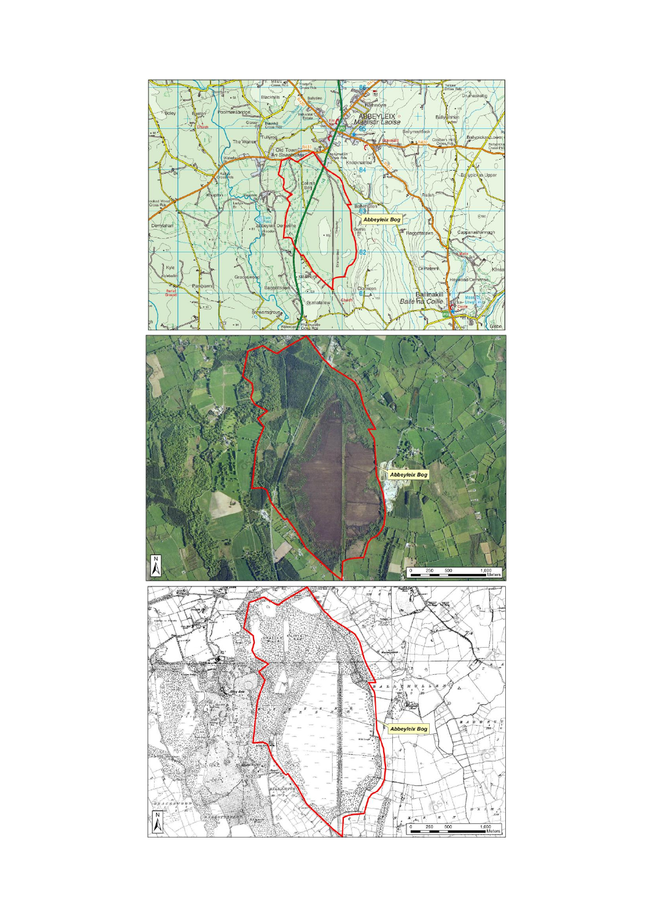Abbeyleix Bog

Abbeyleix Bog

N

0 250 500 1,000 Meters

Abbeyleix Bog

N

0 250 500 1,000 Meters